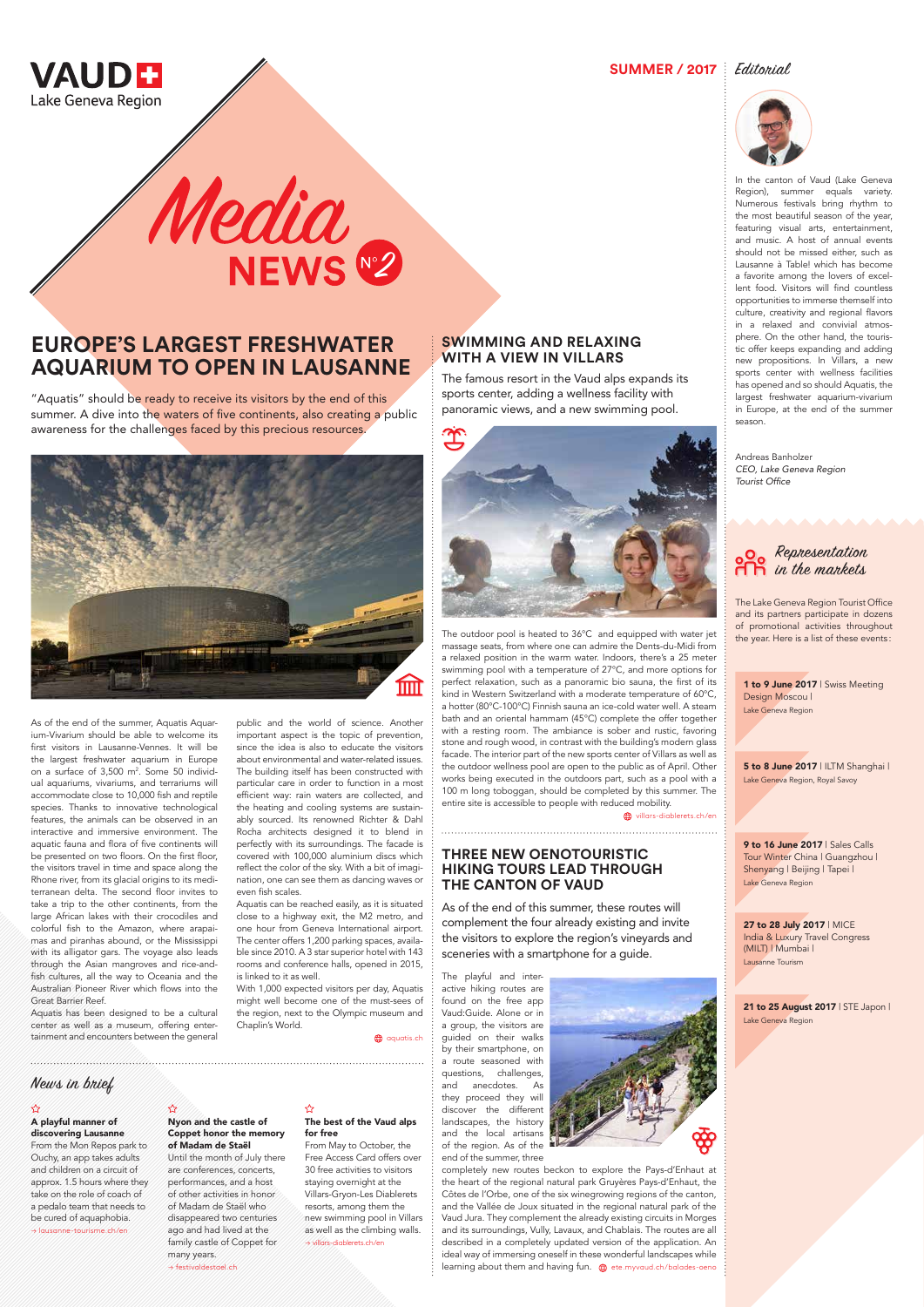# VAUD Lake Geneva Region

# Media NEWS N° 2

SUMMER / 2017

## EUROPE'S LARGEST FRESHWATER AQUARIUM TO OPEN IN LAUSANNE

"Aquatis" should be ready to receive its visitors by the end of this summer. A dive into the waters of five continents, also creating a public awareness for the challenges faced by this precious resources.

As of the end of the summer, Aquatis Aquarium-Vivarium should be able to welcome its first visitors in Lausanne-Vennes. It will be the largest freshwater aquarium in Europe on a surface of 3,500 m². Some 50 individual aquariums, vivariums, and terrariums will accommodate close to 10,000 fish and reptile species. Thanks to innovative technological features, the animals can be observed in an interactive and immersive environment. The aquatic fauna and flora of five continents will be presented on two floors. On the first floor, the visitors travel in time and space along the Rhone river, from its glacial origins to its mediterranean delta. The second floor invites to take a trip to the other continents, from the large African lakes with their crocodiles and colorful fish to the Amazon, where arapaimas and piranhas abound, or the Mississippi with its alligator gars. The voyage also leads through the Asian mangroves and rice-and-fish cultures, all the way to Oceania and the Australian Pioneer River which flows into the Great Barrier Reef.

Aquatis has been designed to be a cultural center as well as a museum, offering entertainment and encounters between the general public and the world of science. Another important aspect is the topic of prevention, since the idea is also to educate the visitors about environmental and water-related issues. The building itself has been constructed with particular care in order to function in a most efficient way: rain waters are collected, and the heating and cooling systems are sustainably sourced. Its renowned Richter & Dahl Rocha architects designed it to blend in perfectly with its surroundings. The facade is covered with 100,000 aluminium discs which reflect the color of the sky. With a bit of imagination, one can see them as dancing waves or even fish scales.

Aquatis can be reached easily, as it is situated close to a highway exit, the M2 metro, and one hour from Geneva International airport. The center offers 1,200 parking spaces, available since 2010. A 3 star superior hotel with 143 rooms and conference halls, opened in 2015, is linked to it as well.

With 1,000 expected visitors per day, Aquatis might well become one of the must-sees of the region, next to the Olympic museum and Chaplin's World.

aquatis.ch

## SWIMMING AND RELAXING WITH A VIEW IN VILLARS

The famous resort in the Vaud alps expands its sports center, adding a wellness facility with panoramic views, and a new swimming pool.

The outdoor pool is heated to 36°C and equipped with water jet massage seats, from where one can admire the Dents-du-Midi from a relaxed position in the warm water. Indoors, there's a 25 meter swimming pool with a temperature of 27°C, and more options for perfect relaxation, such as a panoramic bio sauna, the first of its kind in Western Switzerland with a moderate temperature of 60°C, a hotter (80°C-100°C) Finnish sauna an ice-cold water well. A steam bath and an oriental hammam (45°C) complete the offer together with a resting room. The ambiance is sober and rustic, favoring stone and rough wood, in contrast with the building's modern glass facade. The interior part of the new sports center of Villars as well as the outdoor wellness pool are open to the public as of April. Other works being executed in the outdoors part, such as a pool with a 100 m long toboggan, should be completed by this summer. The entire site is accessible to people with reduced mobility.

villars-diablerets.ch/en

## THREE NEW OENOTOURISTIC HIKING TOURS LEAD THROUGH THE CANTON OF VAUD

As of the end of this summer, these routes will complement the four already existing and invite the visitors to explore the region's vineyards and sceneries with a smartphone for a guide.

The playful and interactive hiking routes are found on the free app Vaud:Guide. Alone or in a group, the visitors are guided on their walks by their smartphone, on a route seasoned with questions, challenges, and anecdotes. As they proceed they will discover the different landscapes, the history and the local artisans of the region. As of the end of the summer, three completely new routes beckon to explore the Pays-d'Enhaut at the heart of the regional natural park Gruyères Pays-d'Enhaut, the Côtes de l'Orbe, one of the six winegrowing regions of the canton, and the Vallée de Joux situated in the regional natural park of the Vaud Jura. They complement the already existing circuits in Morges and its surroundings, Vully, Lavaux, and Chablais. The routes are all described in a completely updated version of the application. An ideal way of immersing oneself in these wonderful landscapes while learning about them and having fun.

ete.myvaud.ch/balades-oeno

## News in brief

**A playful manner of discovering Lausanne**
From the Mon Repos park to Ouchy, an app takes adults and children on a circuit of approx. 1.5 hours where they take on the role of coach of a pedalo team that needs to be cured of aquaphobia.
→ lausanne-tourisme.ch/en

**Nyon and the castle of Coppet honor the memory of Madam de Staël**
Until the month of July there are conferences, concerts, performances, and a host of other activities in honor of Madam de Staël who disappeared two centuries ago and had lived at the family castle of Coppet for many years.
→ festivaldestael.ch

**The best of the Vaud alps for free**
From May to October, the Free Access Card offers over 30 free activities to visitors staying overnight at the Villars-Gryon-Les Diablerets resorts, among them the new swimming pool in Villars as well as the climbing walls.
→ villars-diablerets.ch/en

## Editorial

In the canton of Vaud (Lake Geneva Region), summer equals variety. Numerous festivals bring rhythm to the most beautiful season of the year, featuring visual arts, entertainment, and music. A host of annual events should not be missed either, such as Lausanne à Table! which has become a favorite among the lovers of excellent food. Visitors will find countless opportunities to immerse themself into culture, creativity and regional flavors in a relaxed and convivial atmosphere. On the other hand, the touristic offer keeps expanding and adding new propositions. In Villars, a new sports center with wellness facilities has opened and so should Aquatis, the largest freshwater aquarium-vivarium in Europe, at the end of the summer season.

Andreas Banholzer
*CEO, Lake Geneva Region Tourist Office*

## Representation in the markets

The Lake Geneva Region Tourist Office and its partners participate in dozens of promotional activities throughout the year. Here is a list of these events:

**1 to 9 June 2017** | Swiss Meeting Design Moscou |
Lake Geneva Region

**5 to 8 June 2017** | ILTM Shanghai |
Lake Geneva Region, Royal Savoy

**9 to 16 June 2017** | Sales Calls Tour Winter China | Guangzhou | Shenyang | Beijing | Tapei |
Lake Geneva Region

**27 to 28 July 2017** | MICE India & Luxury Travel Congress (MILT) | Mumbai |
Lausanne Tourism

**21 to 25 August 2017** | STE Japon |
Lake Geneva Region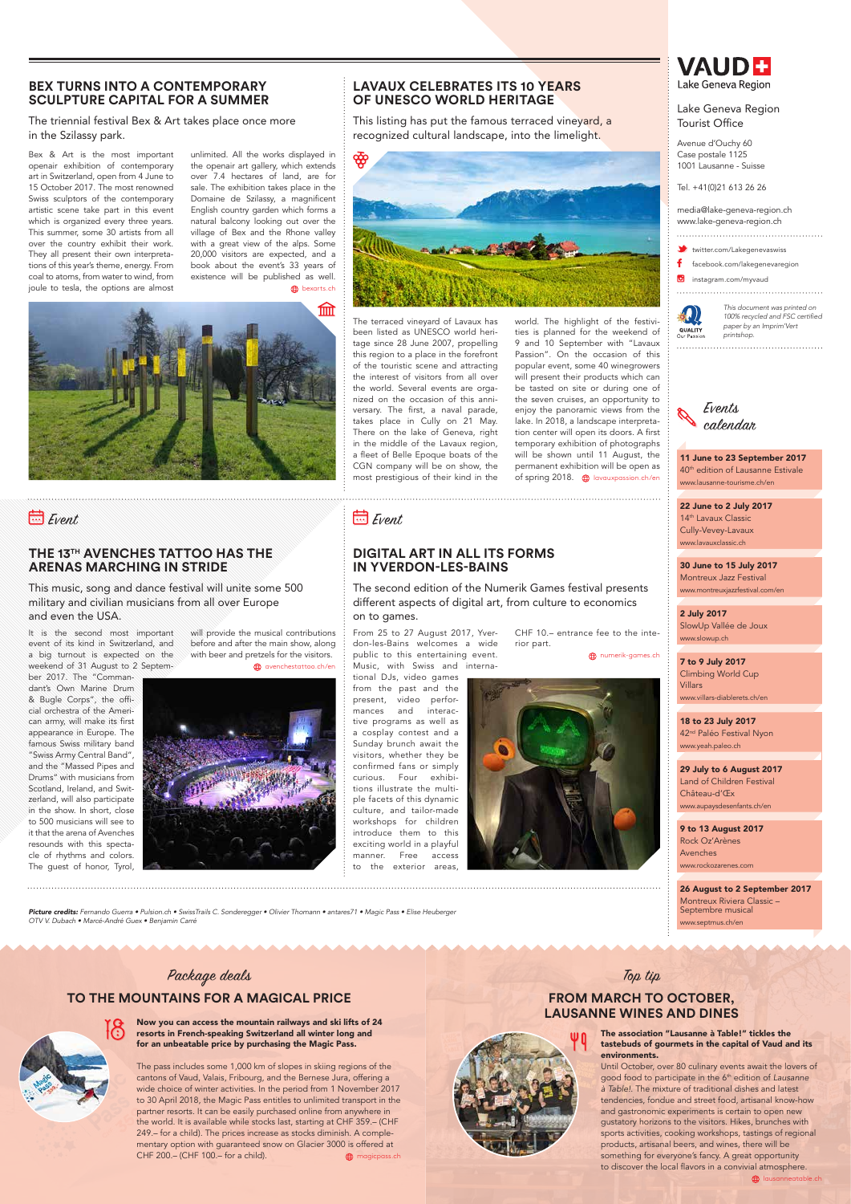## BEX TURNS INTO A CONTEMPORARY SCULPTURE CAPITAL FOR A SUMMER

The triennial festival Bex & Art takes place once more in the Szilassy park.

Bex & Art is the most important openair exhibition of contemporary art in Switzerland, open from 4 June to 15 October 2017. The most renowned Swiss sculptors of the contemporary artistic scene take part in this event which is organized every three years. This summer, some 30 artists from all over the country exhibit their work. They all present their own interpretations of this year's theme, energy. From coal to atoms, from water to wind, from joule to tesla, the options are almost unlimited. All the works displayed in the openair art gallery, which extends over 7.4 hectares of land, are for sale. The exhibition takes place in the Domaine de Szilassy, a magnificent English country garden which forms a natural balcony looking out over the village of Bex and the Rhone valley with a great view of the alps. Some 20,000 visitors are expected, and a book about the event's 33 years of existence will be published as well.

bexarts.ch

## LAVAUX CELEBRATES ITS 10 YEARS OF UNESCO WORLD HERITAGE

This listing has put the famous terraced vineyard, a recognized cultural landscape, into the limelight.

The terraced vineyard of Lavaux has been listed as UNESCO world heritage since 28 June 2007, propelling this region to a place in the forefront of the touristic scene and attracting the interest of visitors from all over the world. Several events are organized on the occasion of this anniversary. The first, a naval parade, takes place in Cully on 21 May. There on the lake of Geneva, right in the middle of the Lavaux region, a fleet of Belle Epoque boats of the CGN company will be on show, the most prestigious of their kind in the world. The highlight of the festivities is planned for the weekend of 9 and 10 September with "Lavaux Passion". On the occasion of this popular event, some 40 winegrowers will present their products which can be tasted on site or during one of the seven cruises, an opportunity to enjoy the panoramic views from the lake. In 2018, a landscape interpretation center will open its doors. A first temporary exhibition of photographs will be shown until 11 August, the permanent exhibition will be open as of spring 2018.

lavauxpassion.ch/en

*Event*

## THE 13TH AVENCHES TATTOO HAS THE ARENAS MARCHING IN STRIDE

This music, song and dance festival will unite some 500 military and civilian musicians from all over Europe and even the USA.

It is the second most important event of its kind in Switzerland, and a big turnout is expected on the weekend of 31 August to 2 September 2017. The "Commandant's Own Marine Drum & Bugle Corps", the official orchestra of the American army, will make its first appearance in Europe. The famous Swiss military band "Swiss Army Central Band", and the "Massed Pipes and Drums" with musicians from Scotland, Ireland, and Switzerland, will also participate in the show. In short, close to 500 musicians will see to it that the arena of Avenches resounds with this spectacle of rhythms and colors. The guest of honor, Tyrol, will provide the musical contributions before and after the main show, along with beer and pretzels for the visitors.

avenchestattoo.ch/en

*Event*

## DIGITAL ART IN ALL ITS FORMS IN YVERDON-LES-BAINS

The second edition of the Numerik Games festival presents different aspects of digital art, from culture to economics on to games.

From 25 to 27 August 2017, Yverdon-les-Bains welcomes a wide public to this entertaining event. Music, with Swiss and international DJs, video games from the past and the present, video performances and interactive programs as well as a cosplay contest and a Sunday brunch await the visitors, whether they be confirmed fans or simply curious. Four exhibitions illustrate the multiple facets of this dynamic culture, and tailor-made workshops for children introduce them to this exciting world in a playful manner. Free access to the exterior areas, CHF 10.– entrance fee to the interior part.

numerik-games.ch

***Picture credits:*** *Fernando Guerra • Pulsion.ch • SwissTrails C. Sonderegger • Olivier Thomann • antares71 • Magic Pass • Elise Heuberger OTV V. Dubach • Marcé-André Guex • Benjamin Carré*

**VAUD**
Lake Geneva Region

Lake Geneva Region Tourist Office

Avenue d'Ouchy 60
Case postale 1125
1001 Lausanne - Suisse

Tel. +41(0)21 613 26 26

media@lake-geneva-region.ch
www.lake-geneva-region.ch

twitter.com/Lakegenevaswiss
facebook.com/lakegenevaregion
instagram.com/myvaud

QUALITY Our Passion

*This document was printed on 100% recycled and FSC certified paper by an Imprim'Vert printshop.*

*Events calendar*

**11 June to 23 September 2017**
40th edition of Lausanne Estivale
www.lausanne-tourisme.ch/en

**22 June to 2 July 2017**
14th Lavaux Classic
Cully-Vevey-Lavaux
www.lavauxclassic.ch

**30 June to 15 July 2017**
Montreux Jazz Festival
www.montreuxjazzfestival.com/en

**2 July 2017**
SlowUp Vallée de Joux
www.slowup.ch

**7 to 9 July 2017**
Climbing World Cup
Villars
www.villars-diablerets.ch/en

**18 to 23 July 2017**
42nd Paléo Festival Nyon
www.yeah.paleo.ch

**29 July to 6 August 2017**
Land of Children Festival
Château-d'Œx
www.aupaysdesenfants.ch/en

**9 to 13 August 2017**
Rock Oz'Arènes
Avenches
www.rockozarenes.com

**26 August to 2 September 2017**
Montreux Riviera Classic – Septembre musical
www.septmus.ch/en

*Package deals*

## TO THE MOUNTAINS FOR A MAGICAL PRICE

**Now you can access the mountain railways and ski lifts of 24 resorts in French-speaking Switzerland all winter long and for an unbeatable price by purchasing the Magic Pass.**

The pass includes some 1,000 km of slopes in skiing regions of the cantons of Vaud, Valais, Fribourg, and the Bernese Jura, offering a wide choice of winter activities. In the period from 1 November 2017 to 30 April 2018, the Magic Pass entitles to unlimited transport in the partner resorts. It can be easily purchased online from anywhere in the world. It is available while stocks last, starting at CHF 359.– (CHF 249.– for a child). The prices increase as stocks diminish. A complementary option with guaranteed snow on Glacier 3000 is offered at CHF 200.– (CHF 100.– for a child).

magicpass.ch

*Top tip*

## FROM MARCH TO OCTOBER, LAUSANNE WINES AND DINES

**The association "Lausanne à Table!" tickles the tastebuds of gourmets in the capital of Vaud and its environments.**

Until October, over 80 culinary events await the lovers of good food to participate in the 6th edition of *Lausanne à Table!*. The mixture of traditional dishes and latest tendencies, fondue and street food, artisanal know-how and gastronomic experiments is certain to open new gustatory horizons to the visitors. Hikes, brunches with sports activities, cooking workshops, tastings of regional products, artisanal beers, and wines, there will be something for everyone's fancy. A great opportunity to discover the local flavors in a convivial atmosphere.

lausanneatable.ch